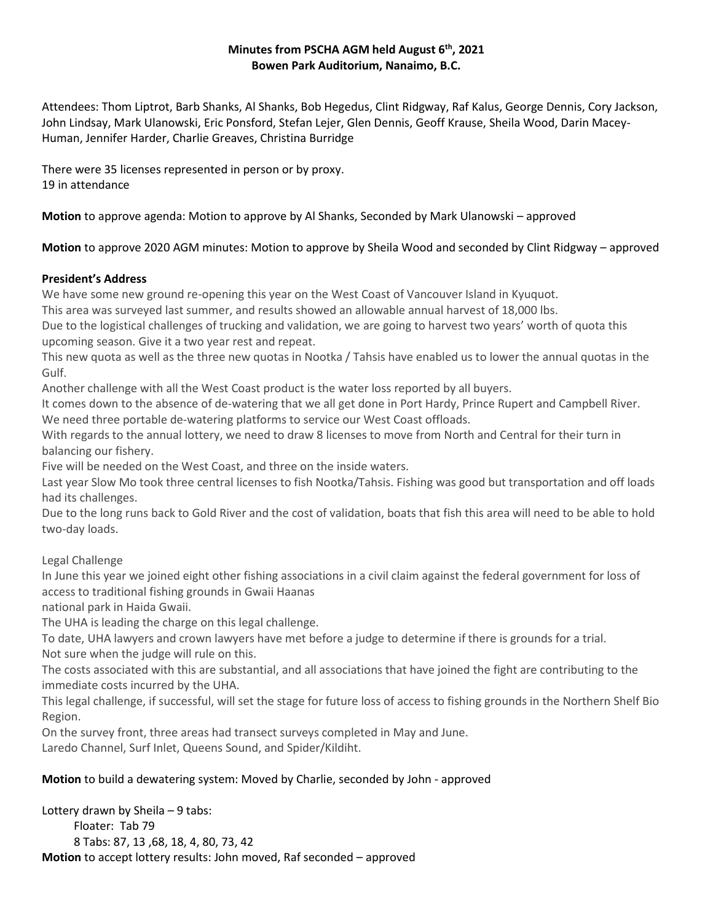**Minutes from PSCHA AGM held August 6th, 2021**
**Bowen Park Auditorium, Nanaimo, B.C.**

Attendees: Thom Liptrot, Barb Shanks, Al Shanks, Bob Hegedus, Clint Ridgway, Raf Kalus, George Dennis, Cory Jackson, John Lindsay, Mark Ulanowski, Eric Ponsford, Stefan Lejer, Glen Dennis, Geoff Krause, Sheila Wood, Darin Macey-Human, Jennifer Harder, Charlie Greaves, Christina Burridge

There were 35 licenses represented in person or by proxy.
19 in attendance

**Motion** to approve agenda: Motion to approve by Al Shanks, Seconded by Mark Ulanowski – approved

**Motion** to approve 2020 AGM minutes: Motion to approve by Sheila Wood and seconded by Clint Ridgway – approved

**President's Address**

We have some new ground re-opening this year on the West Coast of Vancouver Island in Kyuquot.
This area was surveyed last summer, and results showed an allowable annual harvest of 18,000 lbs.
Due to the logistical challenges of trucking and validation, we are going to harvest two years' worth of quota this upcoming season. Give it a two year rest and repeat.
This new quota as well as the three new quotas in Nootka / Tahsis have enabled us to lower the annual quotas in the Gulf.
Another challenge with all the West Coast product is the water loss reported by all buyers.
It comes down to the absence of de-watering that we all get done in Port Hardy, Prince Rupert and Campbell River.
We need three portable de-watering platforms to service our West Coast offloads.
With regards to the annual lottery, we need to draw 8 licenses to move from North and Central for their turn in balancing our fishery.
Five will be needed on the West Coast, and three on the inside waters.
Last year Slow Mo took three central licenses to fish Nootka/Tahsis. Fishing was good but transportation and off loads had its challenges.
Due to the long runs back to Gold River and the cost of validation, boats that fish this area will need to be able to hold two-day loads.

Legal Challenge

In June this year we joined eight other fishing associations in a civil claim against the federal government for loss of access to traditional fishing grounds in Gwaii Haanas
national park in Haida Gwaii.
The UHA is leading the charge on this legal challenge.
To date, UHA lawyers and crown lawyers have met before a judge to determine if there is grounds for a trial.
Not sure when the judge will rule on this.
The costs associated with this are substantial, and all associations that have joined the fight are contributing to the immediate costs incurred by the UHA.
This legal challenge, if successful, will set the stage for future loss of access to fishing grounds in the Northern Shelf Bio Region.
On the survey front, three areas had transect surveys completed in May and June.
Laredo Channel, Surf Inlet, Queens Sound, and Spider/Kildiht.

**Motion** to build a dewatering system: Moved by Charlie, seconded by John - approved

Lottery drawn by Sheila – 9 tabs:
    Floater: Tab 79
    8 Tabs: 87, 13 ,68, 18, 4, 80, 73, 42

**Motion** to accept lottery results: John moved, Raf seconded – approved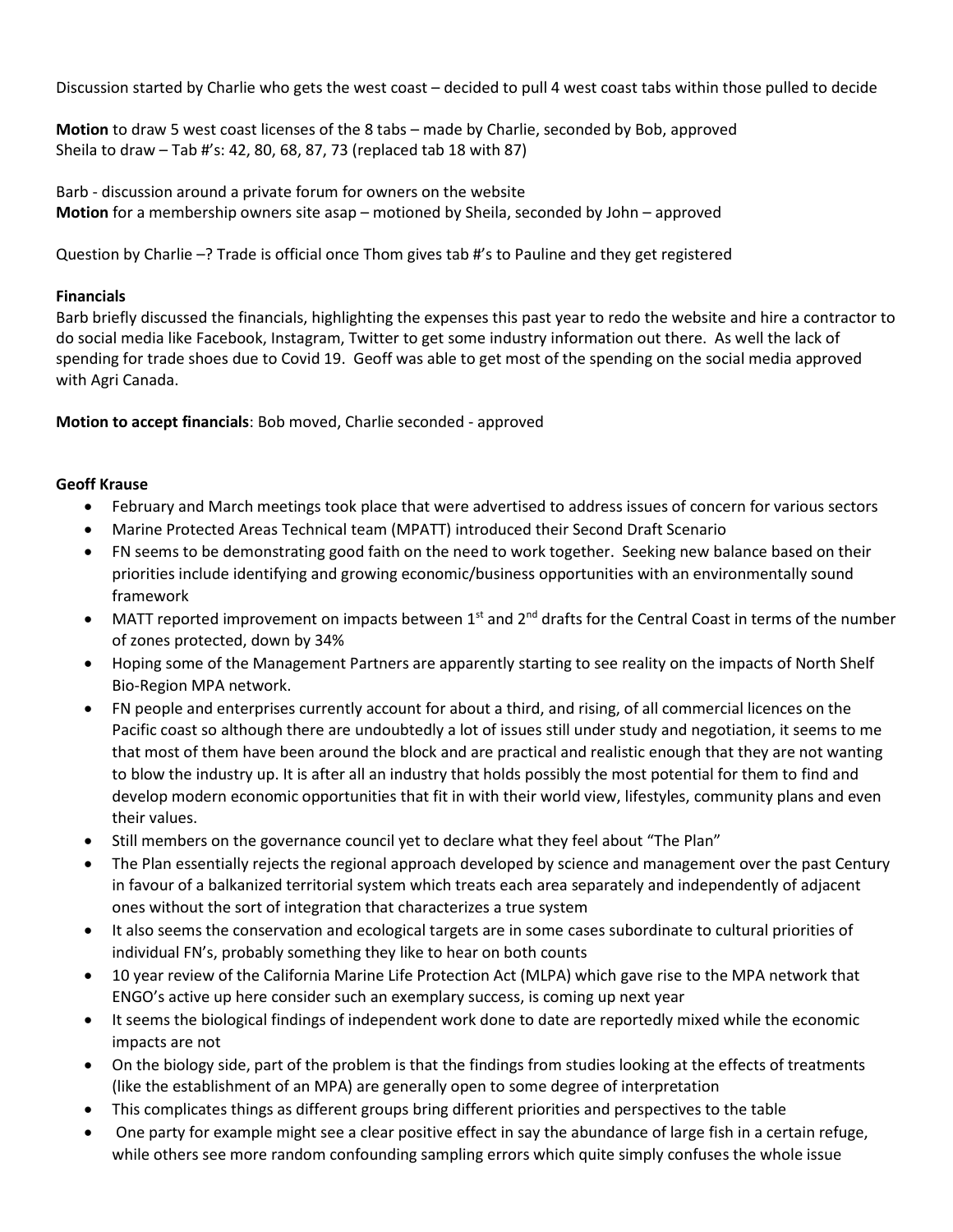Discussion started by Charlie who gets the west coast – decided to pull 4 west coast tabs within those pulled to decide

**Motion** to draw 5 west coast licenses of the 8 tabs – made by Charlie, seconded by Bob, approved
Sheila to draw – Tab #'s: 42, 80, 68, 87, 73 (replaced tab 18 with 87)

Barb - discussion around a private forum for owners on the website
**Motion** for a membership owners site asap – motioned by Sheila, seconded by John – approved

Question by Charlie –? Trade is official once Thom gives tab #'s to Pauline and they get registered

**Financials**
Barb briefly discussed the financials, highlighting the expenses this past year to redo the website and hire a contractor to do social media like Facebook, Instagram, Twitter to get some industry information out there. As well the lack of spending for trade shoes due to Covid 19. Geoff was able to get most of the spending on the social media approved with Agri Canada.

**Motion to accept financials**: Bob moved, Charlie seconded - approved

**Geoff Krause**

- February and March meetings took place that were advertised to address issues of concern for various sectors
- Marine Protected Areas Technical team (MPATT) introduced their Second Draft Scenario
- FN seems to be demonstrating good faith on the need to work together. Seeking new balance based on their priorities include identifying and growing economic/business opportunities with an environmentally sound framework
- MATT reported improvement on impacts between 1st and 2nd drafts for the Central Coast in terms of the number of zones protected, down by 34%
- Hoping some of the Management Partners are apparently starting to see reality on the impacts of North Shelf Bio-Region MPA network.
- FN people and enterprises currently account for about a third, and rising, of all commercial licences on the Pacific coast so although there are undoubtedly a lot of issues still under study and negotiation, it seems to me that most of them have been around the block and are practical and realistic enough that they are not wanting to blow the industry up. It is after all an industry that holds possibly the most potential for them to find and develop modern economic opportunities that fit in with their world view, lifestyles, community plans and even their values.
- Still members on the governance council yet to declare what they feel about "The Plan"
- The Plan essentially rejects the regional approach developed by science and management over the past Century in favour of a balkanized territorial system which treats each area separately and independently of adjacent ones without the sort of integration that characterizes a true system
- It also seems the conservation and ecological targets are in some cases subordinate to cultural priorities of individual FN's, probably something they like to hear on both counts
- 10 year review of the California Marine Life Protection Act (MLPA) which gave rise to the MPA network that ENGO's active up here consider such an exemplary success, is coming up next year
- It seems the biological findings of independent work done to date are reportedly mixed while the economic impacts are not
- On the biology side, part of the problem is that the findings from studies looking at the effects of treatments (like the establishment of an MPA) are generally open to some degree of interpretation
- This complicates things as different groups bring different priorities and perspectives to the table
- One party for example might see a clear positive effect in say the abundance of large fish in a certain refuge, while others see more random confounding sampling errors which quite simply confuses the whole issue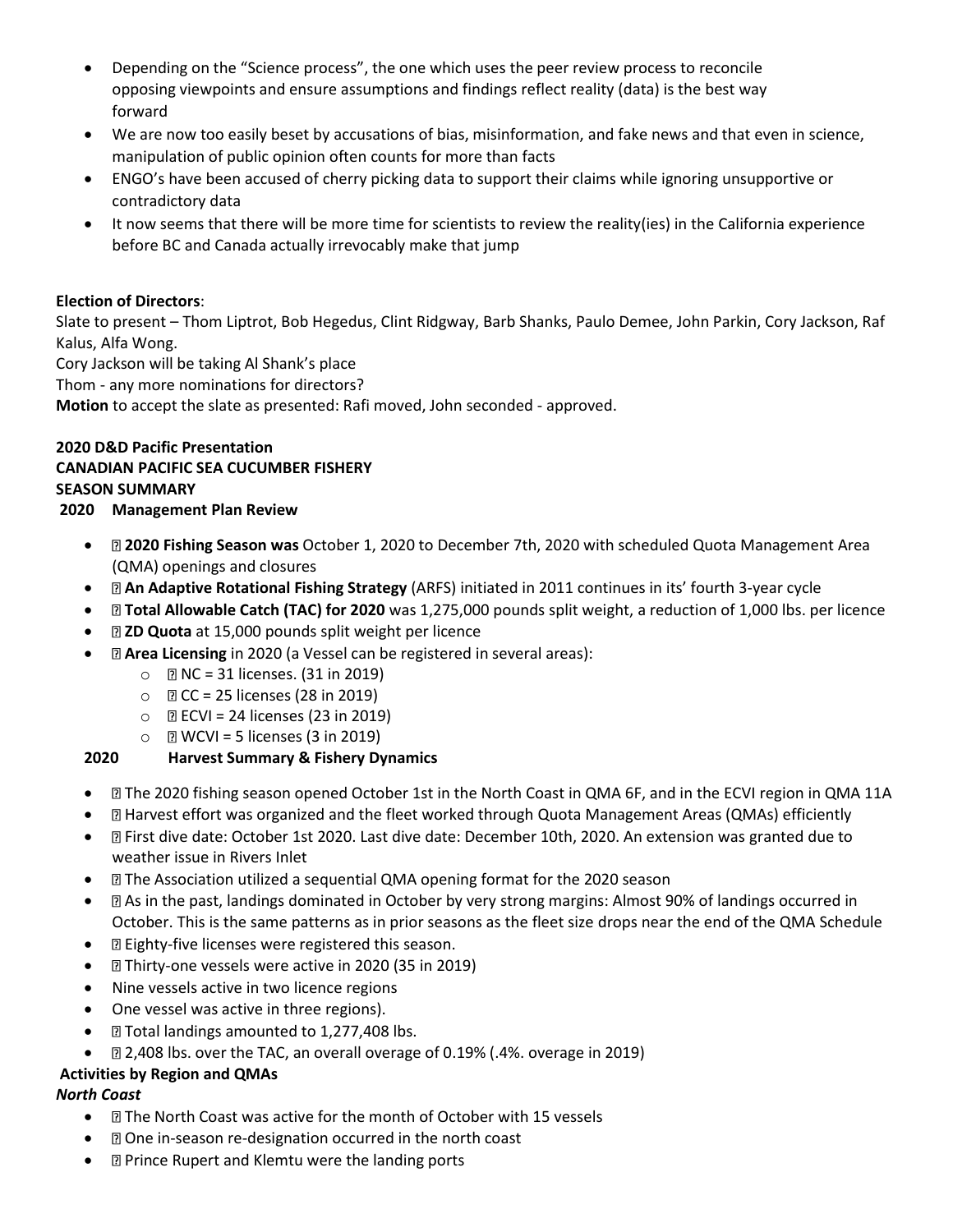- Depending on the "Science process", the one which uses the peer review process to reconcile opposing viewpoints and ensure assumptions and findings reflect reality (data) is the best way forward
- We are now too easily beset by accusations of bias, misinformation, and fake news and that even in science, manipulation of public opinion often counts for more than facts
- ENGO's have been accused of cherry picking data to support their claims while ignoring unsupportive or contradictory data
- It now seems that there will be more time for scientists to review the reality(ies) in the California experience before BC and Canada actually irrevocably make that jump

**Election of Directors**:
Slate to present – Thom Liptrot, Bob Hegedus, Clint Ridgway, Barb Shanks, Paulo Demee, John Parkin, Cory Jackson, Raf Kalus, Alfa Wong.
Cory Jackson will be taking Al Shank's place
Thom - any more nominations for directors?
**Motion** to accept the slate as presented: Rafi moved, John seconded - approved.

**2020 D&D Pacific Presentation**
**CANADIAN PACIFIC SEA CUCUMBER FISHERY**
**SEASON SUMMARY**
**2020 Management Plan Review**

- **2020 Fishing Season was** October 1, 2020 to December 7th, 2020 with scheduled Quota Management Area (QMA) openings and closures
- **An Adaptive Rotational Fishing Strategy** (ARFS) initiated in 2011 continues in its' fourth 3-year cycle
- **Total Allowable Catch (TAC) for 2020** was 1,275,000 pounds split weight, a reduction of 1,000 lbs. per licence
- **ZD Quota** at 15,000 pounds split weight per licence
- **Area Licensing** in 2020 (a Vessel can be registered in several areas):
  - NC = 31 licenses. (31 in 2019)
  - CC = 25 licenses (28 in 2019)
  - ECVI = 24 licenses (23 in 2019)
  - WCVI = 5 licenses (3 in 2019)

**2020 Harvest Summary & Fishery Dynamics**

- The 2020 fishing season opened October 1st in the North Coast in QMA 6F, and in the ECVI region in QMA 11A
- Harvest effort was organized and the fleet worked through Quota Management Areas (QMAs) efficiently
- First dive date: October 1st 2020. Last dive date: December 10th, 2020. An extension was granted due to weather issue in Rivers Inlet
- The Association utilized a sequential QMA opening format for the 2020 season
- As in the past, landings dominated in October by very strong margins: Almost 90% of landings occurred in October. This is the same patterns as in prior seasons as the fleet size drops near the end of the QMA Schedule
- Eighty-five licenses were registered this season.
- Thirty-one vessels were active in 2020 (35 in 2019)
- Nine vessels active in two licence regions
- One vessel was active in three regions).
- Total landings amounted to 1,277,408 lbs.
- 2,408 lbs. over the TAC, an overall overage of 0.19% (.4%. overage in 2019)

**Activities by Region and QMAs**

***North Coast***

- The North Coast was active for the month of October with 15 vessels
- One in-season re-designation occurred in the north coast
- Prince Rupert and Klemtu were the landing ports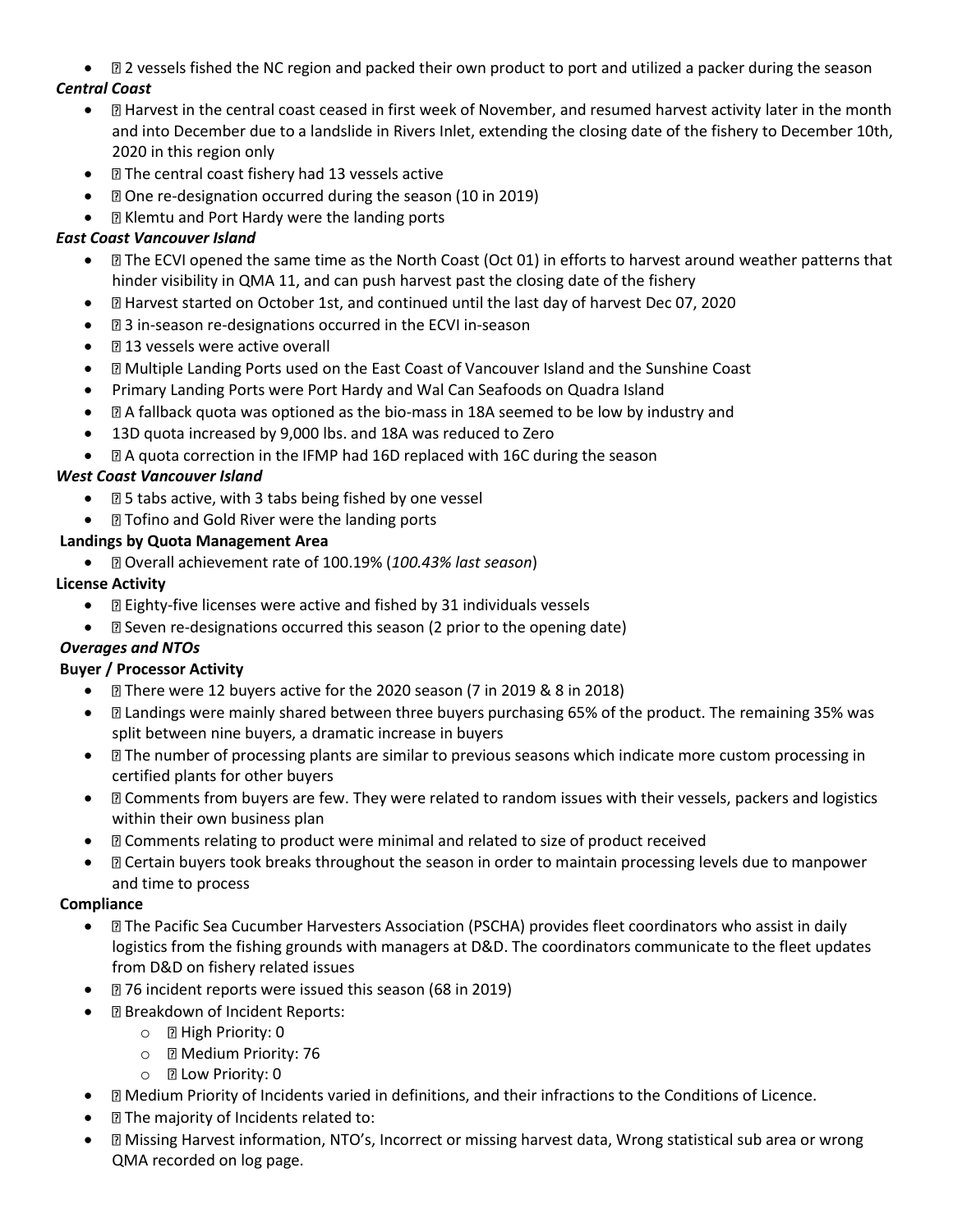- 2 vessels fished the NC region and packed their own product to port and utilized a packer during the season

***Central Coast***

- Harvest in the central coast ceased in first week of November, and resumed harvest activity later in the month and into December due to a landslide in Rivers Inlet, extending the closing date of the fishery to December 10th, 2020 in this region only
- The central coast fishery had 13 vessels active
- One re-designation occurred during the season (10 in 2019)
- Klemtu and Port Hardy were the landing ports

***East Coast Vancouver Island***

- The ECVI opened the same time as the North Coast (Oct 01) in efforts to harvest around weather patterns that hinder visibility in QMA 11, and can push harvest past the closing date of the fishery
- Harvest started on October 1st, and continued until the last day of harvest Dec 07, 2020
- 3 in-season re-designations occurred in the ECVI in-season
- 13 vessels were active overall
- Multiple Landing Ports used on the East Coast of Vancouver Island and the Sunshine Coast
- Primary Landing Ports were Port Hardy and Wal Can Seafoods on Quadra Island
- A fallback quota was optioned as the bio-mass in 18A seemed to be low by industry and
- 13D quota increased by 9,000 lbs. and 18A was reduced to Zero
- A quota correction in the IFMP had 16D replaced with 16C during the season

***West Coast Vancouver Island***

- 5 tabs active, with 3 tabs being fished by one vessel
- Tofino and Gold River were the landing ports

**Landings by Quota Management Area**

- Overall achievement rate of 100.19% (*100.43% last season*)

**License Activity**

- Eighty-five licenses were active and fished by 31 individuals vessels
- Seven re-designations occurred this season (2 prior to the opening date)

***Overages and NTOs***

**Buyer / Processor Activity**

- There were 12 buyers active for the 2020 season (7 in 2019 & 8 in 2018)
- Landings were mainly shared between three buyers purchasing 65% of the product. The remaining 35% was split between nine buyers, a dramatic increase in buyers
- The number of processing plants are similar to previous seasons which indicate more custom processing in certified plants for other buyers
- Comments from buyers are few. They were related to random issues with their vessels, packers and logistics within their own business plan
- Comments relating to product were minimal and related to size of product received
- Certain buyers took breaks throughout the season in order to maintain processing levels due to manpower and time to process

**Compliance**

- The Pacific Sea Cucumber Harvesters Association (PSCHA) provides fleet coordinators who assist in daily logistics from the fishing grounds with managers at D&D. The coordinators communicate to the fleet updates from D&D on fishery related issues
- 76 incident reports were issued this season (68 in 2019)
- Breakdown of Incident Reports:
  - High Priority: 0
  - Medium Priority: 76
  - Low Priority: 0
- Medium Priority of Incidents varied in definitions, and their infractions to the Conditions of Licence.
- The majority of Incidents related to:
- Missing Harvest information, NTO's, Incorrect or missing harvest data, Wrong statistical sub area or wrong QMA recorded on log page.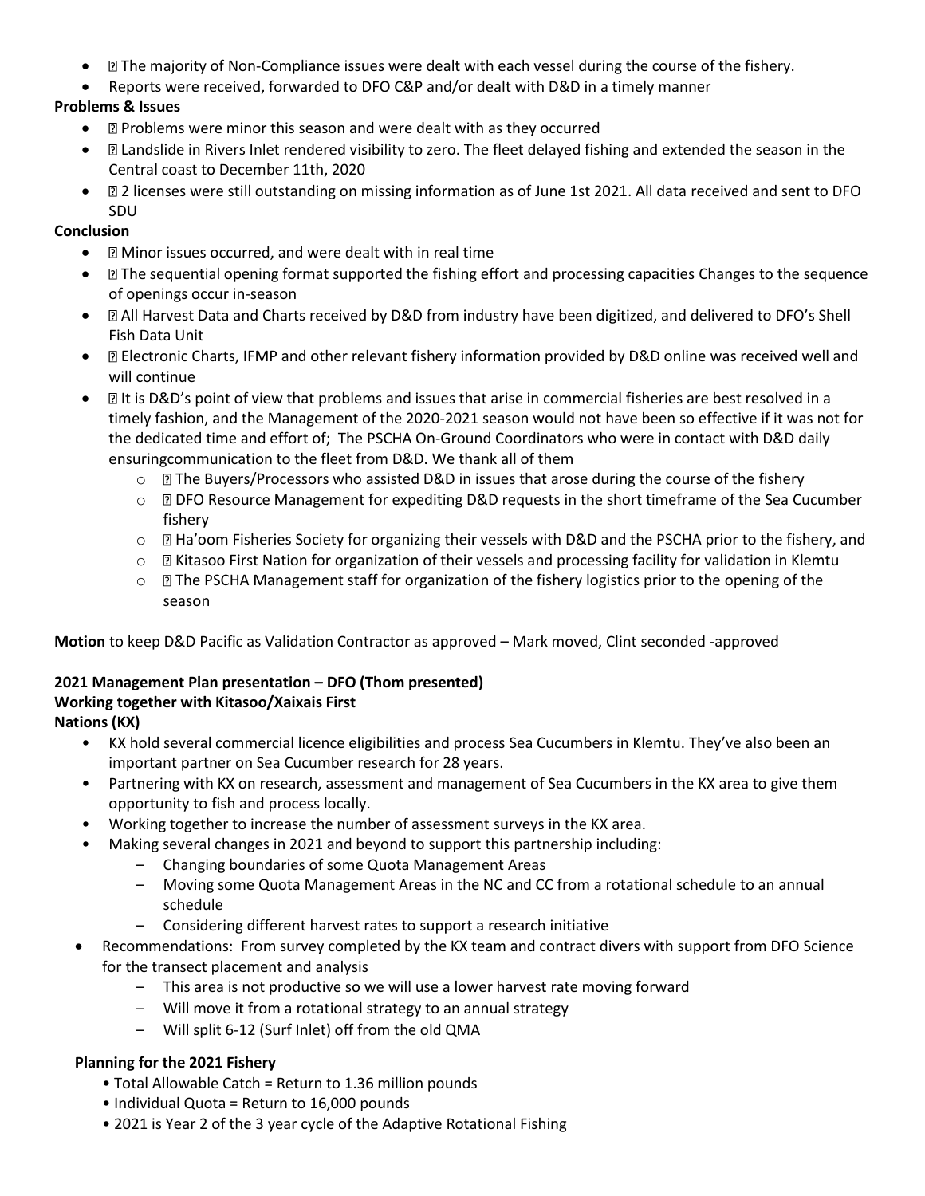- The majority of Non-Compliance issues were dealt with each vessel during the course of the fishery.
- Reports were received, forwarded to DFO C&P and/or dealt with D&D in a timely manner

**Problems & Issues**

- Problems were minor this season and were dealt with as they occurred
- Landslide in Rivers Inlet rendered visibility to zero. The fleet delayed fishing and extended the season in the Central coast to December 11th, 2020
- 2 licenses were still outstanding on missing information as of June 1st 2021. All data received and sent to DFO SDU

**Conclusion**

- Minor issues occurred, and were dealt with in real time
- The sequential opening format supported the fishing effort and processing capacities Changes to the sequence of openings occur in-season
- All Harvest Data and Charts received by D&D from industry have been digitized, and delivered to DFO's Shell Fish Data Unit
- Electronic Charts, IFMP and other relevant fishery information provided by D&D online was received well and will continue
- It is D&D's point of view that problems and issues that arise in commercial fisheries are best resolved in a timely fashion, and the Management of the 2020-2021 season would not have been so effective if it was not for the dedicated time and effort of; The PSCHA On-Ground Coordinators who were in contact with D&D daily ensuringcommunication to the fleet from D&D. We thank all of them
    - The Buyers/Processors who assisted D&D in issues that arose during the course of the fishery
    - DFO Resource Management for expediting D&D requests in the short timeframe of the Sea Cucumber fishery
    - Ha'oom Fisheries Society for organizing their vessels with D&D and the PSCHA prior to the fishery, and
    - Kitasoo First Nation for organization of their vessels and processing facility for validation in Klemtu
    - The PSCHA Management staff for organization of the fishery logistics prior to the opening of the season

**Motion** to keep D&D Pacific as Validation Contractor as approved – Mark moved, Clint seconded -approved

**2021 Management Plan presentation – DFO (Thom presented)**
**Working together with Kitasoo/Xaixais First Nations (KX)**

- KX hold several commercial licence eligibilities and process Sea Cucumbers in Klemtu. They've also been an important partner on Sea Cucumber research for 28 years.
- Partnering with KX on research, assessment and management of Sea Cucumbers in the KX area to give them opportunity to fish and process locally.
- Working together to increase the number of assessment surveys in the KX area.
- Making several changes in 2021 and beyond to support this partnership including:
    - Changing boundaries of some Quota Management Areas
    - Moving some Quota Management Areas in the NC and CC from a rotational schedule to an annual schedule
    - Considering different harvest rates to support a research initiative
- Recommendations: From survey completed by the KX team and contract divers with support from DFO Science for the transect placement and analysis
    - This area is not productive so we will use a lower harvest rate moving forward
    - Will move it from a rotational strategy to an annual strategy
    - Will split 6-12 (Surf Inlet) off from the old QMA

**Planning for the 2021 Fishery**

- Total Allowable Catch = Return to 1.36 million pounds
- Individual Quota = Return to 16,000 pounds
- 2021 is Year 2 of the 3 year cycle of the Adaptive Rotational Fishing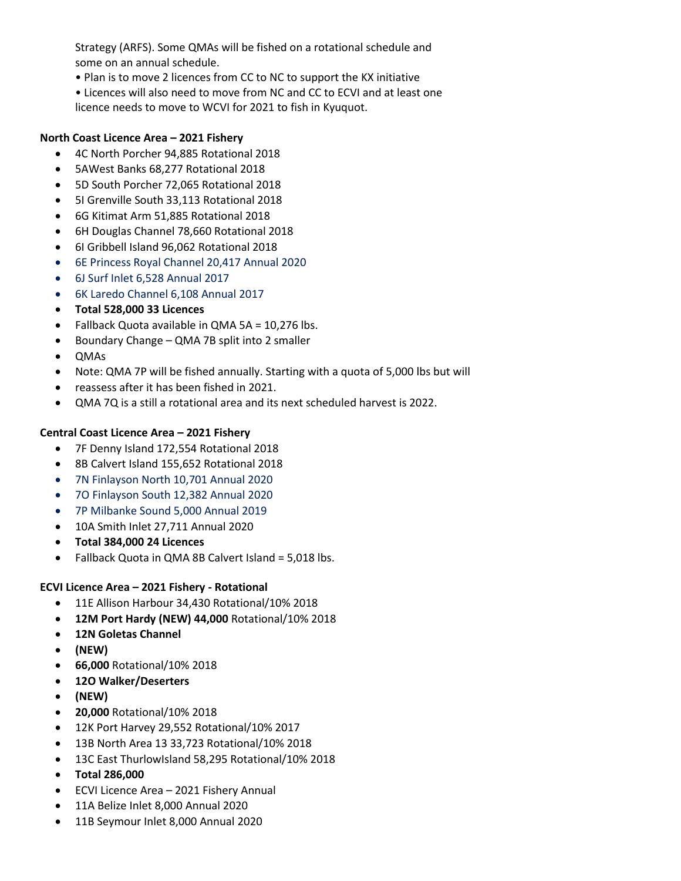Strategy (ARFS). Some QMAs will be fished on a rotational schedule and some on an annual schedule.

• Plan is to move 2 licences from CC to NC to support the KX initiative

• Licences will also need to move from NC and CC to ECVI and at least one licence needs to move to WCVI for 2021 to fish in Kyuquot.

**North Coast Licence Area – 2021 Fishery**

- 4C North Porcher 94,885 Rotational 2018
- 5AWest Banks 68,277 Rotational 2018
- 5D South Porcher 72,065 Rotational 2018
- 5I Grenville South 33,113 Rotational 2018
- 6G Kitimat Arm 51,885 Rotational 2018
- 6H Douglas Channel 78,660 Rotational 2018
- 6I Gribbell Island 96,062 Rotational 2018
- 6E Princess Royal Channel 20,417 Annual 2020
- 6J Surf Inlet 6,528 Annual 2017
- 6K Laredo Channel 6,108 Annual 2017
- **Total 528,000 33 Licences**
- Fallback Quota available in QMA 5A = 10,276 lbs.
- Boundary Change – QMA 7B split into 2 smaller
- QMAs
- Note: QMA 7P will be fished annually. Starting with a quota of 5,000 lbs but will
- reassess after it has been fished in 2021.
- QMA 7Q is a still a rotational area and its next scheduled harvest is 2022.

**Central Coast Licence Area – 2021 Fishery**

- 7F Denny Island 172,554 Rotational 2018
- 8B Calvert Island 155,652 Rotational 2018
- 7N Finlayson North 10,701 Annual 2020
- 7O Finlayson South 12,382 Annual 2020
- 7P Milbanke Sound 5,000 Annual 2019
- 10A Smith Inlet 27,711 Annual 2020
- **Total 384,000 24 Licences**
- Fallback Quota in QMA 8B Calvert Island = 5,018 lbs.

**ECVI Licence Area – 2021 Fishery - Rotational**

- 11E Allison Harbour 34,430 Rotational/10% 2018
- **12M Port Hardy (NEW) 44,000** Rotational/10% 2018
- **12N Goletas Channel**
- **(NEW)**
- **66,000** Rotational/10% 2018
- **12O Walker/Deserters**
- **(NEW)**
- **20,000** Rotational/10% 2018
- 12K Port Harvey 29,552 Rotational/10% 2017
- 13B North Area 13 33,723 Rotational/10% 2018
- 13C East ThurlowIsland 58,295 Rotational/10% 2018
- **Total 286,000**
- ECVI Licence Area – 2021 Fishery Annual
- 11A Belize Inlet 8,000 Annual 2020
- 11B Seymour Inlet 8,000 Annual 2020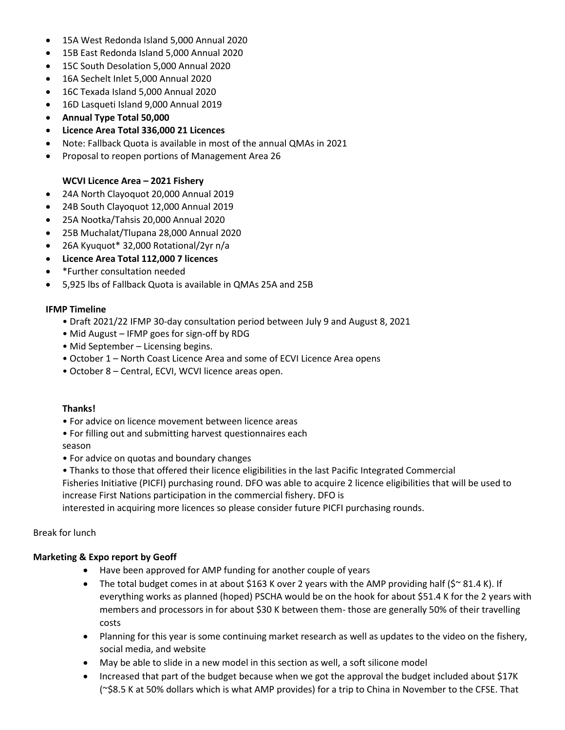- 15A West Redonda Island 5,000 Annual 2020
- 15B East Redonda Island 5,000 Annual 2020
- 15C South Desolation 5,000 Annual 2020
- 16A Sechelt Inlet 5,000 Annual 2020
- 16C Texada Island 5,000 Annual 2020
- 16D Lasqueti Island 9,000 Annual 2019
- **Annual Type Total 50,000**
- **Licence Area Total 336,000 21 Licences**
- Note: Fallback Quota is available in most of the annual QMAs in 2021
- Proposal to reopen portions of Management Area 26

**WCVI Licence Area – 2021 Fishery**

- 24A North Clayoquot 20,000 Annual 2019
- 24B South Clayoquot 12,000 Annual 2019
- 25A Nootka/Tahsis 20,000 Annual 2020
- 25B Muchalat/Tlupana 28,000 Annual 2020
- 26A Kyuquot* 32,000 Rotational/2yr n/a
- **Licence Area Total 112,000 7 licences**
- *Further consultation needed
- 5,925 lbs of Fallback Quota is available in QMAs 25A and 25B

**IFMP Timeline**

- Draft 2021/22 IFMP 30-day consultation period between July 9 and August 8, 2021
- Mid August – IFMP goes for sign-off by RDG
- Mid September – Licensing begins.
- October 1 – North Coast Licence Area and some of ECVI Licence Area opens
- October 8 – Central, ECVI, WCVI licence areas open.

**Thanks!**

- For advice on licence movement between licence areas
- For filling out and submitting harvest questionnaires each season
- For advice on quotas and boundary changes
- Thanks to those that offered their licence eligibilities in the last Pacific Integrated Commercial Fisheries Initiative (PICFI) purchasing round. DFO was able to acquire 2 licence eligibilities that will be used to increase First Nations participation in the commercial fishery. DFO is interested in acquiring more licences so please consider future PICFI purchasing rounds.

Break for lunch

**Marketing & Expo report by Geoff**

- Have been approved for AMP funding for another couple of years
- The total budget comes in at about $163 K over 2 years with the AMP providing half ($~ 81.4 K). If everything works as planned (hoped) PSCHA would be on the hook for about $51.4 K for the 2 years with members and processors in for about $30 K between them- those are generally 50% of their travelling costs
- Planning for this year is some continuing market research as well as updates to the video on the fishery, social media, and website
- May be able to slide in a new model in this section as well, a soft silicone model
- Increased that part of the budget because when we got the approval the budget included about $17K (~$8.5 K at 50% dollars which is what AMP provides) for a trip to China in November to the CFSE. That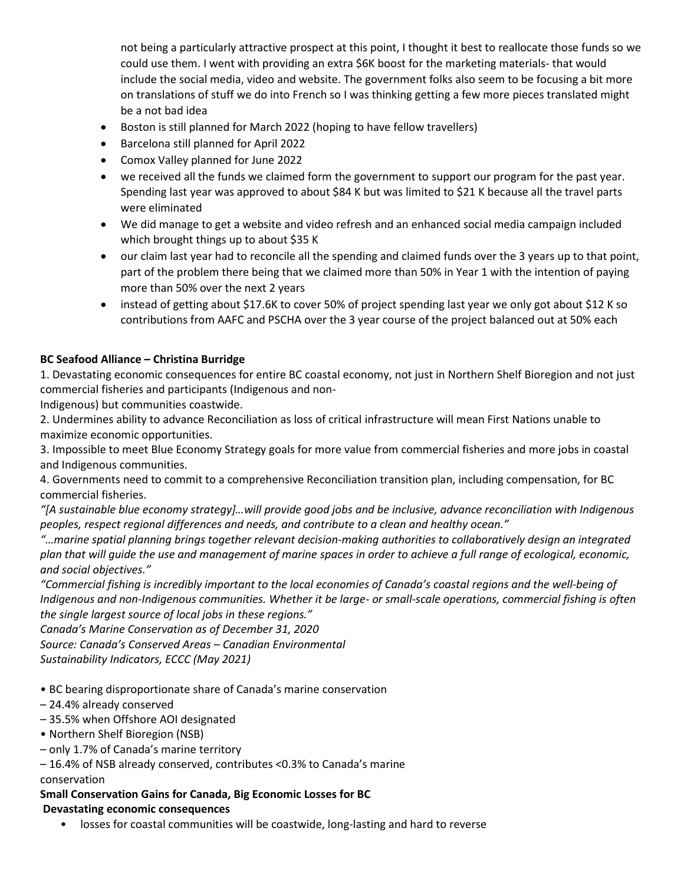not being a particularly attractive prospect at this point, I thought it best to reallocate those funds so we could use them. I went with providing an extra $6K boost for the marketing materials- that would include the social media, video and website. The government folks also seem to be focusing a bit more on translations of stuff we do into French so I was thinking getting a few more pieces translated might be a not bad idea

- Boston is still planned for March 2022 (hoping to have fellow travellers)
- Barcelona still planned for April 2022
- Comox Valley planned for June 2022
- we received all the funds we claimed form the government to support our program for the past year. Spending last year was approved to about $84 K but was limited to $21 K because all the travel parts were eliminated
- We did manage to get a website and video refresh and an enhanced social media campaign included which brought things up to about $35 K
- our claim last year had to reconcile all the spending and claimed funds over the 3 years up to that point, part of the problem there being that we claimed more than 50% in Year 1 with the intention of paying more than 50% over the next 2 years
- instead of getting about $17.6K to cover 50% of project spending last year we only got about $12 K so contributions from AAFC and PSCHA over the 3 year course of the project balanced out at 50% each

**BC Seafood Alliance – Christina Burridge**

1. Devastating economic consequences for entire BC coastal economy, not just in Northern Shelf Bioregion and not just commercial fisheries and participants (Indigenous and non-Indigenous) but communities coastwide.
2. Undermines ability to advance Reconciliation as loss of critical infrastructure will mean First Nations unable to maximize economic opportunities.
3. Impossible to meet Blue Economy Strategy goals for more value from commercial fisheries and more jobs in coastal and Indigenous communities.
4. Governments need to commit to a comprehensive Reconciliation transition plan, including compensation, for BC commercial fisheries.

*"[A sustainable blue economy strategy]…will provide good jobs and be inclusive, advance reconciliation with Indigenous peoples, respect regional differences and needs, and contribute to a clean and healthy ocean."*

*"…marine spatial planning brings together relevant decision-making authorities to collaboratively design an integrated plan that will guide the use and management of marine spaces in order to achieve a full range of ecological, economic, and social objectives."*

*"Commercial fishing is incredibly important to the local economies of Canada's coastal regions and the well-being of Indigenous and non-Indigenous communities. Whether it be large- or small-scale operations, commercial fishing is often the single largest source of local jobs in these regions."*

*Canada's Marine Conservation as of December 31, 2020*
*Source: Canada's Conserved Areas – Canadian Environmental Sustainability Indicators, ECCC (May 2021)*

- BC bearing disproportionate share of Canada's marine conservation
  - 24.4% already conserved
  - 35.5% when Offshore AOI designated
- Northern Shelf Bioregion (NSB)
  - only 1.7% of Canada's marine territory
  - 16.4% of NSB already conserved, contributes <0.3% to Canada's marine conservation

**Small Conservation Gains for Canada, Big Economic Losses for BC**

**Devastating economic consequences**

- losses for coastal communities will be coastwide, long-lasting and hard to reverse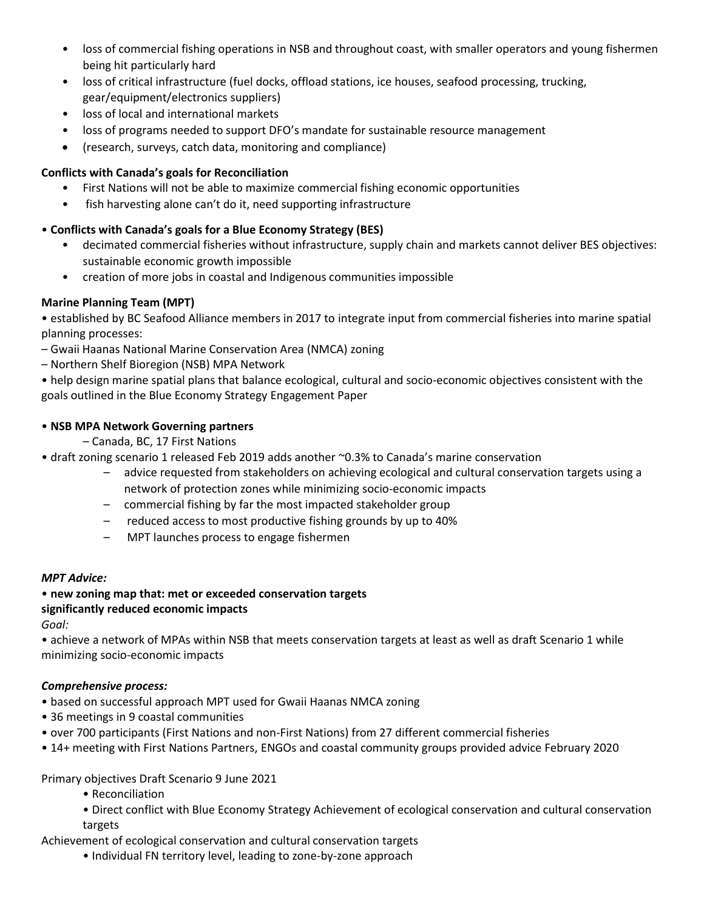- loss of commercial fishing operations in NSB and throughout coast, with smaller operators and young fishermen being hit particularly hard
- loss of critical infrastructure (fuel docks, offload stations, ice houses, seafood processing, trucking, gear/equipment/electronics suppliers)
- loss of local and international markets
- loss of programs needed to support DFO's mandate for sustainable resource management
- (research, surveys, catch data, monitoring and compliance)

**Conflicts with Canada's goals for Reconciliation**

- First Nations will not be able to maximize commercial fishing economic opportunities
- fish harvesting alone can't do it, need supporting infrastructure

• **Conflicts with Canada's goals for a Blue Economy Strategy (BES)**

- decimated commercial fisheries without infrastructure, supply chain and markets cannot deliver BES objectives: sustainable economic growth impossible
- creation of more jobs in coastal and Indigenous communities impossible

**Marine Planning Team (MPT)**

• established by BC Seafood Alliance members in 2017 to integrate input from commercial fisheries into marine spatial planning processes:

– Gwaii Haanas National Marine Conservation Area (NMCA) zoning

– Northern Shelf Bioregion (NSB) MPA Network

• help design marine spatial plans that balance ecological, cultural and socio-economic objectives consistent with the goals outlined in the Blue Economy Strategy Engagement Paper

• **NSB MPA Network Governing partners**

– Canada, BC, 17 First Nations

• draft zoning scenario 1 released Feb 2019 adds another ~0.3% to Canada's marine conservation

- – advice requested from stakeholders on achieving ecological and cultural conservation targets using a network of protection zones while minimizing socio-economic impacts
- – commercial fishing by far the most impacted stakeholder group
- – reduced access to most productive fishing grounds by up to 40%
- – MPT launches process to engage fishermen

***MPT Advice:***

• **new zoning map that: met or exceeded conservation targets significantly reduced economic impacts**

*Goal:*

• achieve a network of MPAs within NSB that meets conservation targets at least as well as draft Scenario 1 while minimizing socio-economic impacts

***Comprehensive process:***

• based on successful approach MPT used for Gwaii Haanas NMCA zoning

• 36 meetings in 9 coastal communities

• over 700 participants (First Nations and non-First Nations) from 27 different commercial fisheries

• 14+ meeting with First Nations Partners, ENGOs and coastal community groups provided advice February 2020

Primary objectives Draft Scenario 9 June 2021

• Reconciliation

• Direct conflict with Blue Economy Strategy Achievement of ecological conservation and cultural conservation targets

Achievement of ecological conservation and cultural conservation targets

• Individual FN territory level, leading to zone-by-zone approach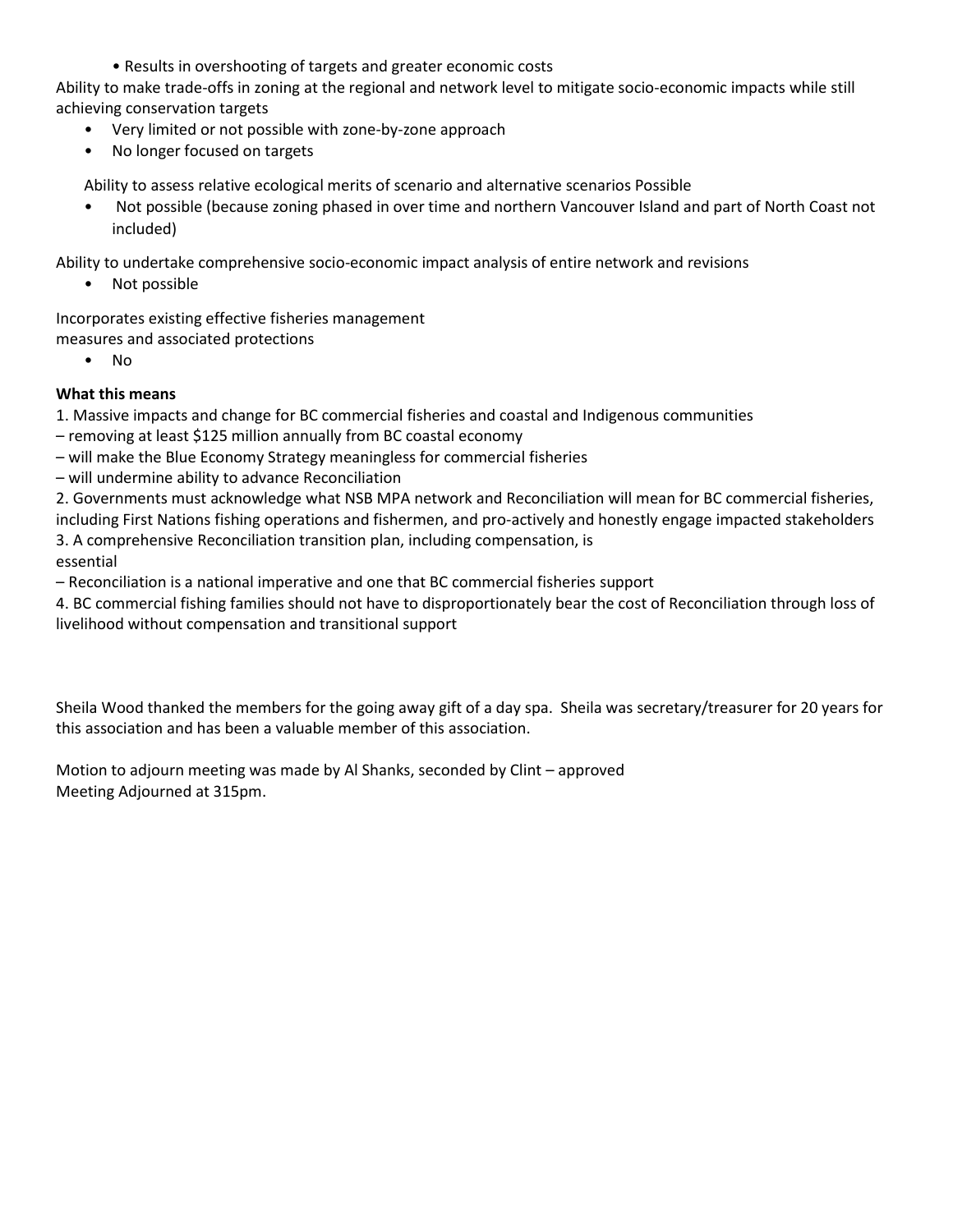- Results in overshooting of targets and greater economic costs

Ability to make trade-offs in zoning at the regional and network level to mitigate socio-economic impacts while still achieving conservation targets

- Very limited or not possible with zone-by-zone approach
- No longer focused on targets

Ability to assess relative ecological merits of scenario and alternative scenarios Possible

- Not possible (because zoning phased in over time and northern Vancouver Island and part of North Coast not included)

Ability to undertake comprehensive socio-economic impact analysis of entire network and revisions

- Not possible

Incorporates existing effective fisheries management
measures and associated protections

- No

**What this means**

1. Massive impacts and change for BC commercial fisheries and coastal and Indigenous communities
– removing at least $125 million annually from BC coastal economy
– will make the Blue Economy Strategy meaningless for commercial fisheries
– will undermine ability to advance Reconciliation
2. Governments must acknowledge what NSB MPA network and Reconciliation will mean for BC commercial fisheries, including First Nations fishing operations and fishermen, and pro-actively and honestly engage impacted stakeholders
3. A comprehensive Reconciliation transition plan, including compensation, is essential
– Reconciliation is a national imperative and one that BC commercial fisheries support
4. BC commercial fishing families should not have to disproportionately bear the cost of Reconciliation through loss of livelihood without compensation and transitional support

Sheila Wood thanked the members for the going away gift of a day spa. Sheila was secretary/treasurer for 20 years for this association and has been a valuable member of this association.

Motion to adjourn meeting was made by Al Shanks, seconded by Clint – approved
Meeting Adjourned at 315pm.